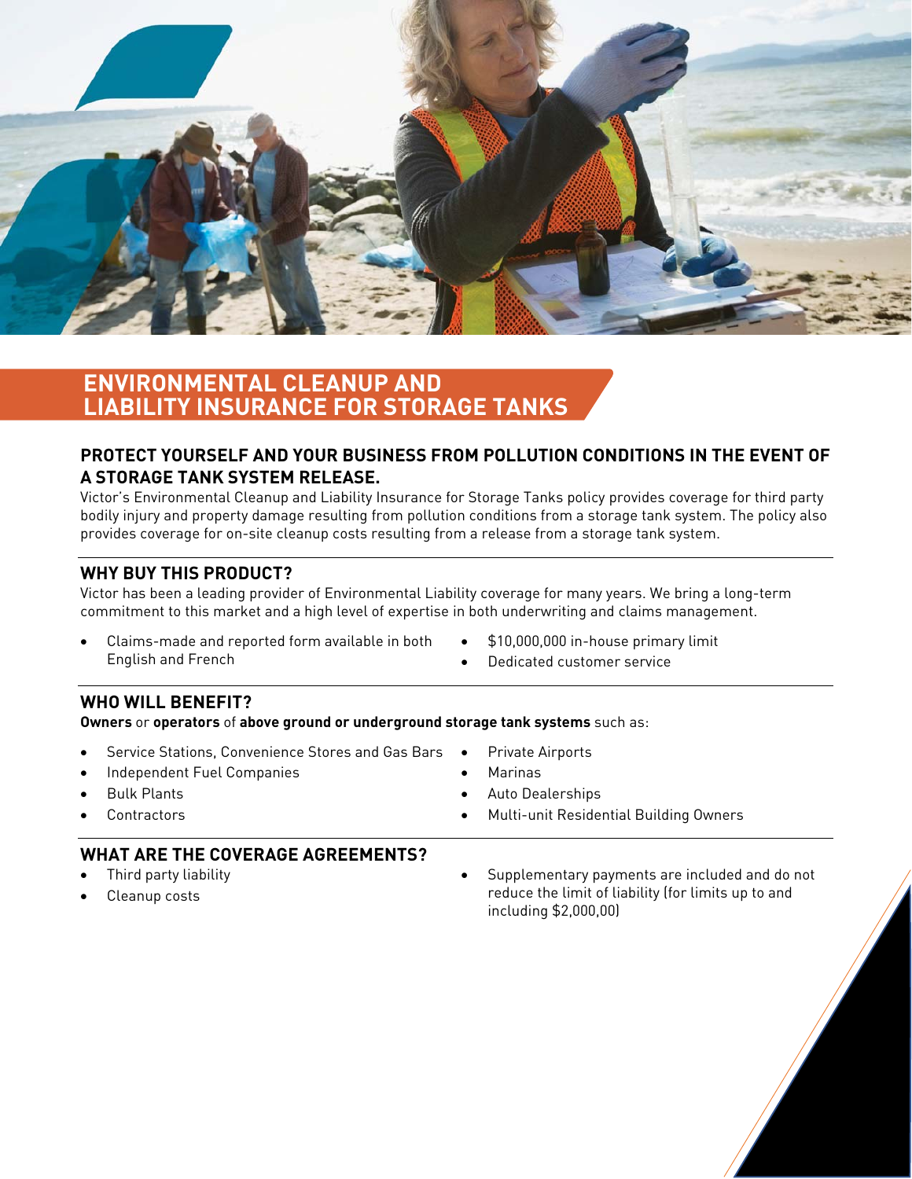# ENVIRONMENTAL CLEANUP AND LIABILITY INSURANCE FOR STORAGE TANKS

## PROTECT YOURSELF AND YOUR BUSINESS FROM POLLUTION CONDITIONS IN THE EVENT OF A STORAGE TANK SYSTEM RELEASE.

Victor's Environmental Cleanup and Liability Insurance for Storage Tanks policy provides coverage for third party bodily injury and property damage resulting from pollution conditions from a storage tank system. The policy also provides coverage for on-site cleanup costs resulting from a release from a storage tank system.

## WHY BUY THIS PRODUCT?

Victor has been a leading provider of Environmental Liability coverage for many years. We bring a long-term commitment to this market and a high level of expertise in both underwriting and claims management.

- Claims-made and reported form available in both English and French
- $10,000,000 in-house primary limit
- Dedicated customer service

## WHO WILL BENEFIT?

**Owners** or **operators** of **above ground or underground storage tank systems** such as:

- Service Stations, Convenience Stores and Gas Bars
- Independent Fuel Companies
- Bulk Plants
- Contractors
- Private Airports
- Marinas
- Auto Dealerships
- Multi-unit Residential Building Owners

## WHAT ARE THE COVERAGE AGREEMENTS?

- Third party liability
- Cleanup costs
- Supplementary payments are included and do not reduce the limit of liability (for limits up to and including $2,000,00)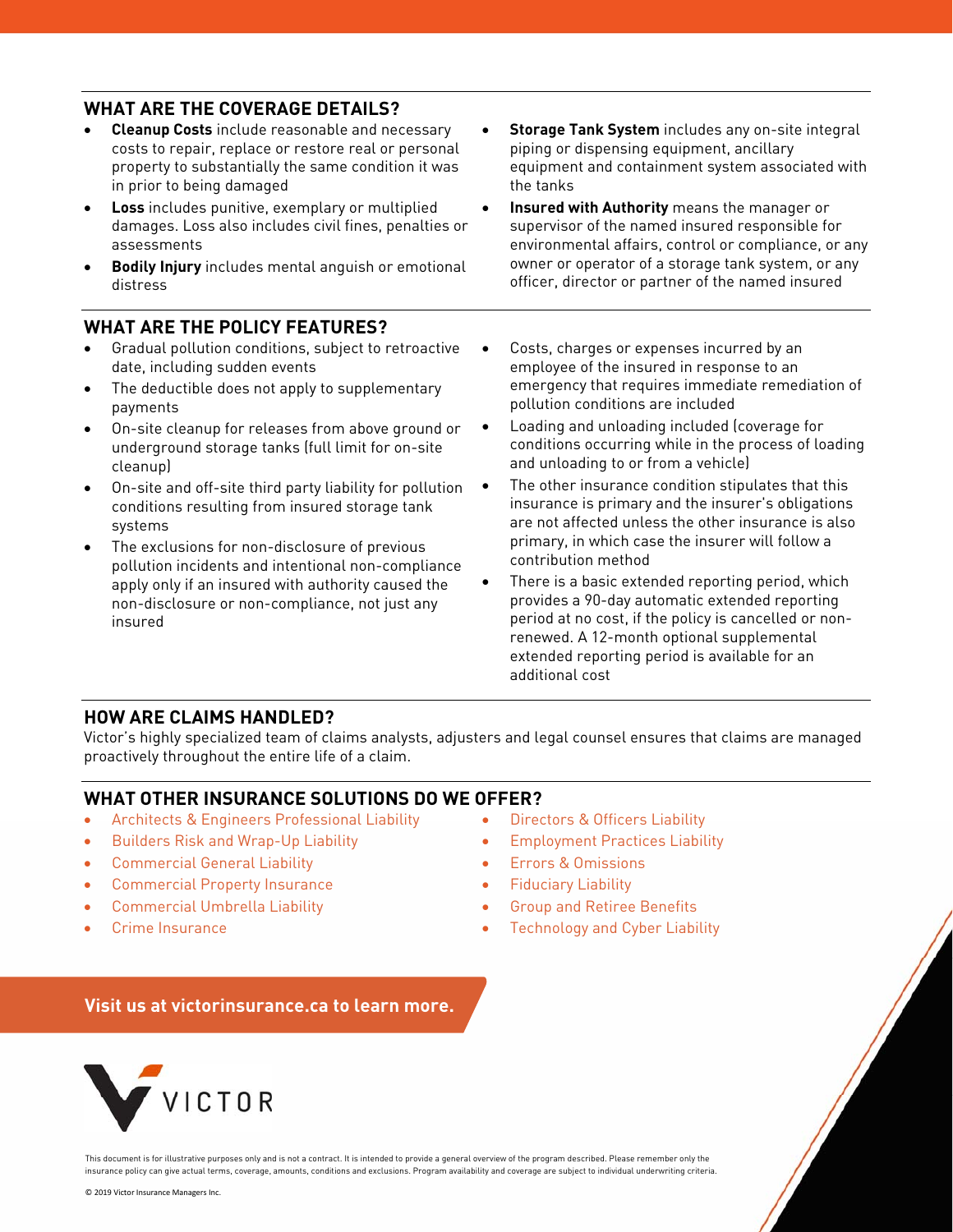## WHAT ARE THE COVERAGE DETAILS?

- **Cleanup Costs** include reasonable and necessary costs to repair, replace or restore real or personal property to substantially the same condition it was in prior to being damaged
- **Loss** includes punitive, exemplary or multiplied damages. Loss also includes civil fines, penalties or assessments
- **Bodily Injury** includes mental anguish or emotional distress
- **Storage Tank System** includes any on-site integral piping or dispensing equipment, ancillary equipment and containment system associated with the tanks
- **Insured with Authority** means the manager or supervisor of the named insured responsible for environmental affairs, control or compliance, or any owner or operator of a storage tank system, or any officer, director or partner of the named insured

## WHAT ARE THE POLICY FEATURES?

- Gradual pollution conditions, subject to retroactive date, including sudden events
- The deductible does not apply to supplementary payments
- On-site cleanup for releases from above ground or underground storage tanks (full limit for on-site cleanup)
- On-site and off-site third party liability for pollution conditions resulting from insured storage tank systems
- The exclusions for non-disclosure of previous pollution incidents and intentional non-compliance apply only if an insured with authority caused the non-disclosure or non-compliance, not just any insured
- Costs, charges or expenses incurred by an employee of the insured in response to an emergency that requires immediate remediation of pollution conditions are included
- Loading and unloading included (coverage for conditions occurring while in the process of loading and unloading to or from a vehicle)
- The other insurance condition stipulates that this insurance is primary and the insurer's obligations are not affected unless the other insurance is also primary, in which case the insurer will follow a contribution method
- There is a basic extended reporting period, which provides a 90-day automatic extended reporting period at no cost, if the policy is cancelled or non-renewed. A 12-month optional supplemental extended reporting period is available for an additional cost

## HOW ARE CLAIMS HANDLED?

Victor's highly specialized team of claims analysts, adjusters and legal counsel ensures that claims are managed proactively throughout the entire life of a claim.

## WHAT OTHER INSURANCE SOLUTIONS DO WE OFFER?

- Architects & Engineers Professional Liability
- Builders Risk and Wrap-Up Liability
- Commercial General Liability
- Commercial Property Insurance
- Commercial Umbrella Liability
- Crime Insurance
- Directors & Officers Liability
- Employment Practices Liability
- Errors & Omissions
- Fiduciary Liability
- Group and Retiree Benefits
- Technology and Cyber Liability

**Visit us at victorinsurance.ca to learn more.**

VICTOR

This document is for illustrative purposes only and is not a contract. It is intended to provide a general overview of the program described. Please remember only the insurance policy can give actual terms, coverage, amounts, conditions and exclusions. Program availability and coverage are subject to individual underwriting criteria.

© 2019 Victor Insurance Managers Inc.